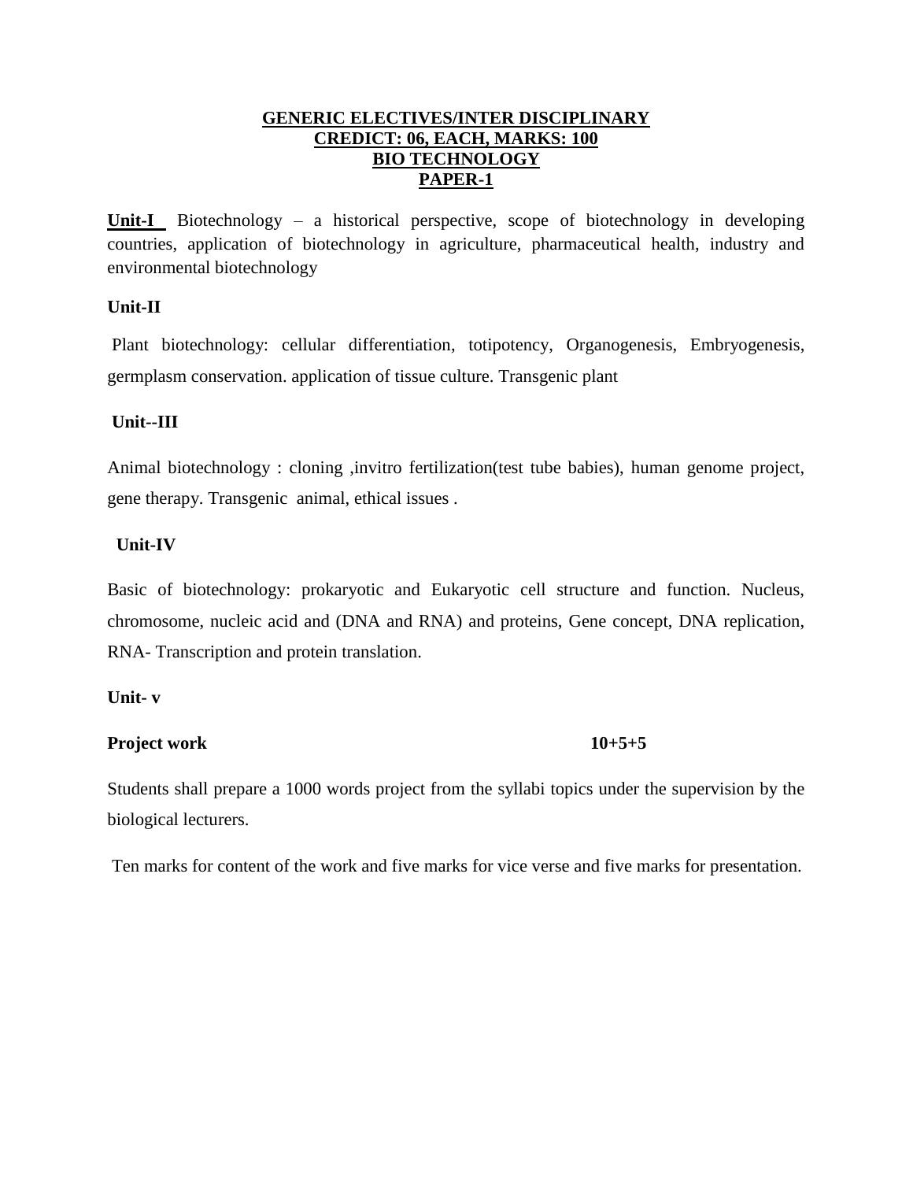# GENERIC ELECTIVES/INTER DISCIPLINARY
# CREDIT: 06, EACH, MARKS: 100
# BIO TECHNOLOGY
# PAPER-1

**Unit-I** Biotechnology – a historical perspective, scope of biotechnology in developing countries, application of biotechnology in agriculture, pharmaceutical health, industry and environmental biotechnology

**Unit-II**

Plant biotechnology: cellular differentiation, totipotency, Organogenesis, Embryogenesis, germplasm conservation. application of tissue culture. Transgenic plant

**Unit--III**

Animal biotechnology : cloning ,invitro fertilization(test tube babies), human genome project, gene therapy. Transgenic animal, ethical issues .

**Unit-IV**

Basic of biotechnology: prokaryotic and Eukaryotic cell structure and function. Nucleus, chromosome, nucleic acid and (DNA and RNA) and proteins, Gene concept, DNA replication, RNA- Transcription and protein translation.

**Unit- v**

**Project work** **10+5+5**

Students shall prepare a 1000 words project from the syllabi topics under the supervision by the biological lecturers.

Ten marks for content of the work and five marks for vice verse and five marks for presentation.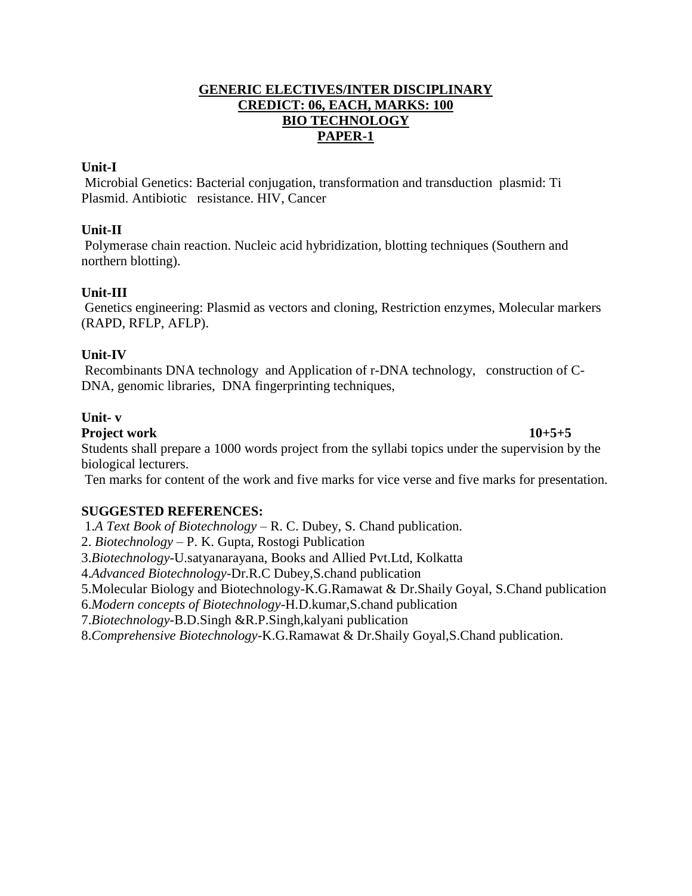**GENERIC ELECTIVES/INTER DISCIPLINARY**
**CREDICT: 06, EACH, MARKS: 100**
**BIO TECHNOLOGY**
**PAPER-1**

**Unit-I**

Microbial Genetics: Bacterial conjugation, transformation and transduction plasmid: Ti Plasmid. Antibiotic resistance. HIV, Cancer

**Unit-II**

Polymerase chain reaction. Nucleic acid hybridization, blotting techniques (Southern and northern blotting).

**Unit-III**

Genetics engineering: Plasmid as vectors and cloning, Restriction enzymes, Molecular markers (RAPD, RFLP, AFLP).

**Unit-IV**

Recombinants DNA technology and Application of r-DNA technology, construction of C-DNA, genomic libraries, DNA fingerprinting techniques,

**Unit- v**

**Project work** **10+5+5**

Students shall prepare a 1000 words project from the syllabi topics under the supervision by the biological lecturers.

Ten marks for content of the work and five marks for vice verse and five marks for presentation.

**SUGGESTED REFERENCES:**

1.*A Text Book of Biotechnology* – R. C. Dubey, S. Chand publication.
2. *Biotechnology* – P. K. Gupta, Rostogi Publication
3.*Biotechnology*-U.satyanarayana, Books and Allied Pvt.Ltd, Kolkatta
4.*Advanced Biotechnology*-Dr.R.C Dubey,S.chand publication
5.Molecular Biology and Biotechnology-K.G.Ramawat & Dr.Shaily Goyal, S.Chand publication
6.*Modern concepts of Biotechnology*-H.D.kumar,S.chand publication
7.*Biotechnology*-B.D.Singh &R.P.Singh,kalyani publication
8.*Comprehensive Biotechnology*-K.G.Ramawat & Dr.Shaily Goyal,S.Chand publication.